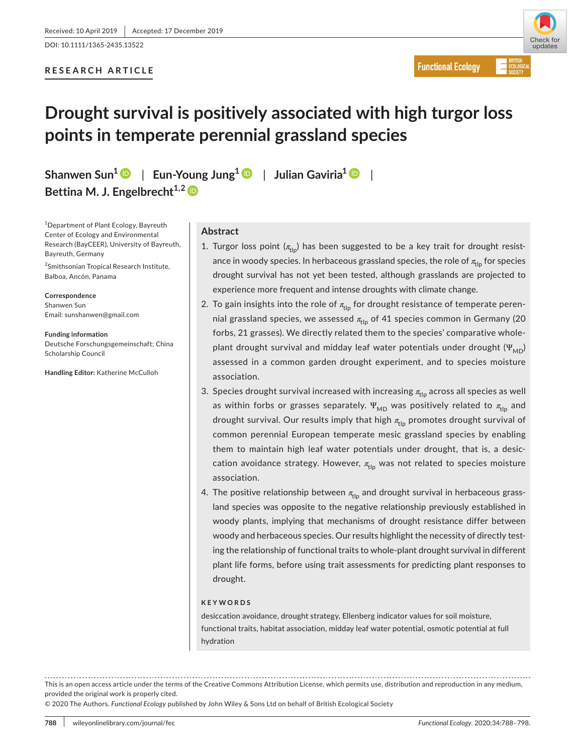Received: 10 April 2019 | Accepted: 17 December 2019

DOI: 10.1111/1365-2435.13522

**RESEARCH ARTICLE**

# Drought survival is positively associated with high turgor loss points in temperate perennial grassland species

**Shanwen Sun[1]** | **Eun-Young Jung[1]** | **Julian Gaviria[1]** | **Bettina M. J. Engelbrecht[1,2]**

[1]Department of Plant Ecology, Bayreuth Center of Ecology and Environmental Research (BayCEER), University of Bayreuth, Bayreuth, Germany

[2]Smithsonian Tropical Research Institute, Balboa, Ancón, Panama

**Correspondence**
Shanwen Sun
Email: sunshanwen@gmail.com

**Funding information**
Deutsche Forschungsgemeinschaft; China Scholarship Council

**Handling Editor:** Katherine McCulloh

## Abstract

1. Turgor loss point ($\pi_{tlp}$) has been suggested to be a key trait for drought resistance in woody species. In herbaceous grassland species, the role of $\pi_{tlp}$ for species drought survival has not yet been tested, although grasslands are projected to experience more frequent and intense droughts with climate change.
2. To gain insights into the role of $\pi_{tlp}$ for drought resistance of temperate perennial grassland species, we assessed $\pi_{tlp}$ of 41 species common in Germany (20 forbs, 21 grasses). We directly related them to the species' comparative whole-plant drought survival and midday leaf water potentials under drought ($\Psi_{MD}$) assessed in a common garden drought experiment, and to species moisture association.
3. Species drought survival increased with increasing $\pi_{tlp}$ across all species as well as within forbs or grasses separately. $\Psi_{MD}$ was positively related to $\pi_{tlp}$ and drought survival. Our results imply that high $\pi_{tlp}$ promotes drought survival of common perennial European temperate mesic grassland species by enabling them to maintain high leaf water potentials under drought, that is, a desiccation avoidance strategy. However, $\pi_{tlp}$ was not related to species moisture association.
4. The positive relationship between $\pi_{tlp}$ and drought survival in herbaceous grassland species was opposite to the negative relationship previously established in woody plants, implying that mechanisms of drought resistance differ between woody and herbaceous species. Our results highlight the necessity of directly testing the relationship of functional traits to whole-plant drought survival in different plant life forms, before using trait assessments for predicting plant responses to drought.

**KEYWORDS**

desiccation avoidance, drought strategy, Ellenberg indicator values for soil moisture, functional traits, habitat association, midday leaf water potential, osmotic potential at full hydration

This is an open access article under the terms of the Creative Commons Attribution License, which permits use, distribution and reproduction in any medium, provided the original work is properly cited.

© 2020 The Authors. *Functional Ecology* published by John Wiley & Sons Ltd on behalf of British Ecological Society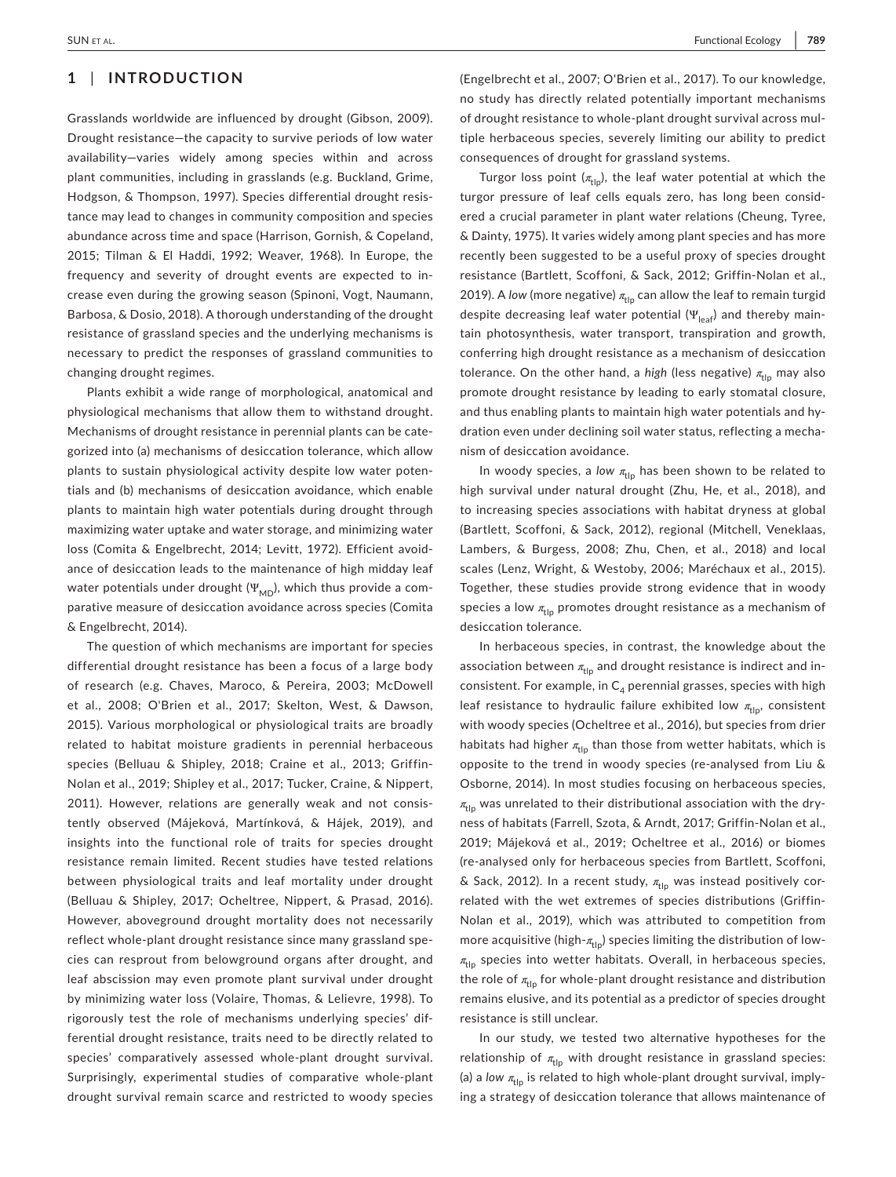## 1 | INTRODUCTION

Grasslands worldwide are influenced by drought (Gibson, 2009). Drought resistance—the capacity to survive periods of low water availability—varies widely among species within and across plant communities, including in grasslands (e.g. Buckland, Grime, Hodgson, & Thompson, 1997). Species differential drought resistance may lead to changes in community composition and species abundance across time and space (Harrison, Gornish, & Copeland, 2015; Tilman & El Haddi, 1992; Weaver, 1968). In Europe, the frequency and severity of drought events are expected to increase even during the growing season (Spinoni, Vogt, Naumann, Barbosa, & Dosio, 2018). A thorough understanding of the drought resistance of grassland species and the underlying mechanisms is necessary to predict the responses of grassland communities to changing drought regimes.

Plants exhibit a wide range of morphological, anatomical and physiological mechanisms that allow them to withstand drought. Mechanisms of drought resistance in perennial plants can be categorized into (a) mechanisms of desiccation tolerance, which allow plants to sustain physiological activity despite low water potentials and (b) mechanisms of desiccation avoidance, which enable plants to maintain high water potentials during drought through maximizing water uptake and water storage, and minimizing water loss (Comita & Engelbrecht, 2014; Levitt, 1972). Efficient avoidance of desiccation leads to the maintenance of high midday leaf water potentials under drought ($\Psi_{MD}$), which thus provide a comparative measure of desiccation avoidance across species (Comita & Engelbrecht, 2014).

The question of which mechanisms are important for species differential drought resistance has been a focus of a large body of research (e.g. Chaves, Maroco, & Pereira, 2003; McDowell et al., 2008; O'Brien et al., 2017; Skelton, West, & Dawson, 2015). Various morphological or physiological traits are broadly related to habitat moisture gradients in perennial herbaceous species (Belluau & Shipley, 2018; Craine et al., 2013; Griffin-Nolan et al., 2019; Shipley et al., 2017; Tucker, Craine, & Nippert, 2011). However, relations are generally weak and not consistently observed (Májeková, Martínková, & Hájek, 2019), and insights into the functional role of traits for species drought resistance remain limited. Recent studies have tested relations between physiological traits and leaf mortality under drought (Belluau & Shipley, 2017; Ocheltree, Nippert, & Prasad, 2016). However, aboveground drought mortality does not necessarily reflect whole-plant drought resistance since many grassland species can resprout from belowground organs after drought, and leaf abscission may even promote plant survival under drought by minimizing water loss (Volaire, Thomas, & Lelievre, 1998). To rigorously test the role of mechanisms underlying species' differential drought resistance, traits need to be directly related to species' comparatively assessed whole-plant drought survival. Surprisingly, experimental studies of comparative whole-plant drought survival remain scarce and restricted to woody species (Engelbrecht et al., 2007; O'Brien et al., 2017). To our knowledge, no study has directly related potentially important mechanisms of drought resistance to whole-plant drought survival across multiple herbaceous species, severely limiting our ability to predict consequences of drought for grassland systems.

Turgor loss point ($\pi_{tlp}$), the leaf water potential at which the turgor pressure of leaf cells equals zero, has long been considered a crucial parameter in plant water relations (Cheung, Tyree, & Dainty, 1975). It varies widely among plant species and has more recently been suggested to be a useful proxy of species drought resistance (Bartlett, Scoffoni, & Sack, 2012; Griffin-Nolan et al., 2019). A *low* (more negative) $\pi_{tlp}$ can allow the leaf to remain turgid despite decreasing leaf water potential ($\Psi_{leaf}$) and thereby maintain photosynthesis, water transport, transpiration and growth, conferring high drought resistance as a mechanism of desiccation tolerance. On the other hand, a *high* (less negative) $\pi_{tlp}$ may also promote drought resistance by leading to early stomatal closure, and thus enabling plants to maintain high water potentials and hydration even under declining soil water status, reflecting a mechanism of desiccation avoidance.

In woody species, a *low* $\pi_{tlp}$ has been shown to be related to high survival under natural drought (Zhu, He, et al., 2018), and to increasing species associations with habitat dryness at global (Bartlett, Scoffoni, & Sack, 2012), regional (Mitchell, Veneklaas, Lambers, & Burgess, 2008; Zhu, Chen, et al., 2018) and local scales (Lenz, Wright, & Westoby, 2006; Maréchaux et al., 2015). Together, these studies provide strong evidence that in woody species a low $\pi_{tlp}$ promotes drought resistance as a mechanism of desiccation tolerance.

In herbaceous species, in contrast, the knowledge about the association between $\pi_{tlp}$ and drought resistance is indirect and inconsistent. For example, in $C_4$ perennial grasses, species with high leaf resistance to hydraulic failure exhibited low $\pi_{tlp}$, consistent with woody species (Ocheltree et al., 2016), but species from drier habitats had higher $\pi_{tlp}$ than those from wetter habitats, which is opposite to the trend in woody species (re-analysed from Liu & Osborne, 2014). In most studies focusing on herbaceous species, $\pi_{tlp}$ was unrelated to their distributional association with the dryness of habitats (Farrell, Szota, & Arndt, 2017; Griffin-Nolan et al., 2019; Májeková et al., 2019; Ocheltree et al., 2016) or biomes (re-analysed only for herbaceous species from Bartlett, Scoffoni, & Sack, 2012). In a recent study, $\pi_{tlp}$ was instead positively correlated with the wet extremes of species distributions (Griffin-Nolan et al., 2019), which was attributed to competition from more acquisitive (high-$\pi_{tlp}$) species limiting the distribution of low-$\pi_{tlp}$ species into wetter habitats. Overall, in herbaceous species, the role of $\pi_{tlp}$ for whole-plant drought resistance and distribution remains elusive, and its potential as a predictor of species drought resistance is still unclear.

In our study, we tested two alternative hypotheses for the relationship of $\pi_{tlp}$ with drought resistance in grassland species: (a) a *low* $\pi_{tlp}$ is related to high whole-plant drought survival, implying a strategy of desiccation tolerance that allows maintenance of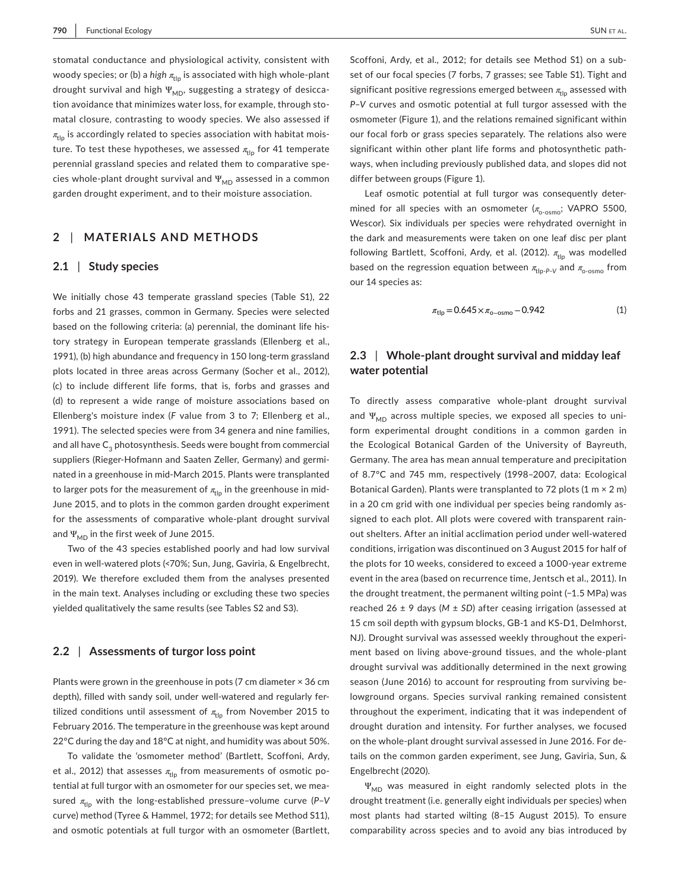stomatal conductance and physiological activity, consistent with woody species; or (b) a *high* $\pi_{tlp}$ is associated with high whole-plant drought survival and high $\Psi_{MD}$, suggesting a strategy of desiccation avoidance that minimizes water loss, for example, through stomatal closure, contrasting to woody species. We also assessed if $\pi_{tlp}$ is accordingly related to species association with habitat moisture. To test these hypotheses, we assessed $\pi_{tlp}$ for 41 temperate perennial grassland species and related them to comparative species whole-plant drought survival and $\Psi_{MD}$ assessed in a common garden drought experiment, and to their moisture association.

## 2 | MATERIALS AND METHODS

### 2.1 | Study species

We initially chose 43 temperate grassland species (Table S1), 22 forbs and 21 grasses, common in Germany. Species were selected based on the following criteria: (a) perennial, the dominant life history strategy in European temperate grasslands (Ellenberg et al., 1991), (b) high abundance and frequency in 150 long-term grassland plots located in three areas across Germany (Socher et al., 2012), (c) to include different life forms, that is, forbs and grasses and (d) to represent a wide range of moisture associations based on Ellenberg's moisture index (*F* value from 3 to 7; Ellenberg et al., 1991). The selected species were from 34 genera and nine families, and all have $C_3$ photosynthesis. Seeds were bought from commercial suppliers (Rieger-Hofmann and Saaten Zeller, Germany) and germinated in a greenhouse in mid-March 2015. Plants were transplanted to larger pots for the measurement of $\pi_{tlp}$ in the greenhouse in mid-June 2015, and to plots in the common garden drought experiment for the assessments of comparative whole-plant drought survival and $\Psi_{MD}$ in the first week of June 2015.

Two of the 43 species established poorly and had low survival even in well-watered plots (<70%; Sun, Jung, Gaviria, & Engelbrecht, 2019). We therefore excluded them from the analyses presented in the main text. Analyses including or excluding these two species yielded qualitatively the same results (see Tables S2 and S3).

### 2.2 | Assessments of turgor loss point

Plants were grown in the greenhouse in pots (7 cm diameter × 36 cm depth), filled with sandy soil, under well-watered and regularly fertilized conditions until assessment of $\pi_{tlp}$ from November 2015 to February 2016. The temperature in the greenhouse was kept around 22°C during the day and 18°C at night, and humidity was about 50%.

To validate the 'osmometer method' (Bartlett, Scoffoni, Ardy, et al., 2012) that assesses $\pi_{tlp}$ from measurements of osmotic potential at full turgor with an osmometer for our species set, we measured $\pi_{tlp}$ with the long-established pressure–volume curve (*P–V* curve) method (Tyree & Hammel, 1972; for details see Method S11), and osmotic potentials at full turgor with an osmometer (Bartlett, Scoffoni, Ardy, et al., 2012; for details see Method S1) on a subset of our focal species (7 forbs, 7 grasses; see Table S1). Tight and significant positive regressions emerged between $\pi_{tlp}$ assessed with *P–V* curves and osmotic potential at full turgor assessed with the osmometer (Figure 1), and the relations remained significant within our focal forb or grass species separately. The relations also were significant within other plant life forms and photosynthetic pathways, when including previously published data, and slopes did not differ between groups (Figure 1).

Leaf osmotic potential at full turgor was consequently determined for all species with an osmometer ($\pi_{o\text{-osmo}}$; VAPRO 5500, Wescor). Six individuals per species were rehydrated overnight in the dark and measurements were taken on one leaf disc per plant following Bartlett, Scoffoni, Ardy, et al. (2012). $\pi_{tlp}$ was modelled based on the regression equation between $\pi_{tlp\text{-}P\text{-}V}$ and $\pi_{o\text{-osmo}}$ from our 14 species as:

$$\pi_{tlp} = 0.645 \times \pi_{o-osmo} - 0.942 \tag{1}$$

### 2.3 | Whole-plant drought survival and midday leaf water potential

To directly assess comparative whole-plant drought survival and $\Psi_{MD}$ across multiple species, we exposed all species to uniform experimental drought conditions in a common garden in the Ecological Botanical Garden of the University of Bayreuth, Germany. The area has mean annual temperature and precipitation of 8.7°C and 745 mm, respectively (1998–2007, data: Ecological Botanical Garden). Plants were transplanted to 72 plots (1 m × 2 m) in a 20 cm grid with one individual per species being randomly assigned to each plot. All plots were covered with transparent rainout shelters. After an initial acclimation period under well-watered conditions, irrigation was discontinued on 3 August 2015 for half of the plots for 10 weeks, considered to exceed a 1000-year extreme event in the area (based on recurrence time, Jentsch et al., 2011). In the drought treatment, the permanent wilting point (−1.5 MPa) was reached 26 ± 9 days (*M* ± *SD*) after ceasing irrigation (assessed at 15 cm soil depth with gypsum blocks, GB-1 and KS-D1, Delmhorst, NJ). Drought survival was assessed weekly throughout the experiment based on living above-ground tissues, and the whole-plant drought survival was additionally determined in the next growing season (June 2016) to account for resprouting from surviving belowground organs. Species survival ranking remained consistent throughout the experiment, indicating that it was independent of drought duration and intensity. For further analyses, we focused on the whole-plant drought survival assessed in June 2016. For details on the common garden experiment, see Jung, Gaviria, Sun, & Engelbrecht (2020).

$\Psi_{MD}$ was measured in eight randomly selected plots in the drought treatment (i.e. generally eight individuals per species) when most plants had started wilting (8–15 August 2015). To ensure comparability across species and to avoid any bias introduced by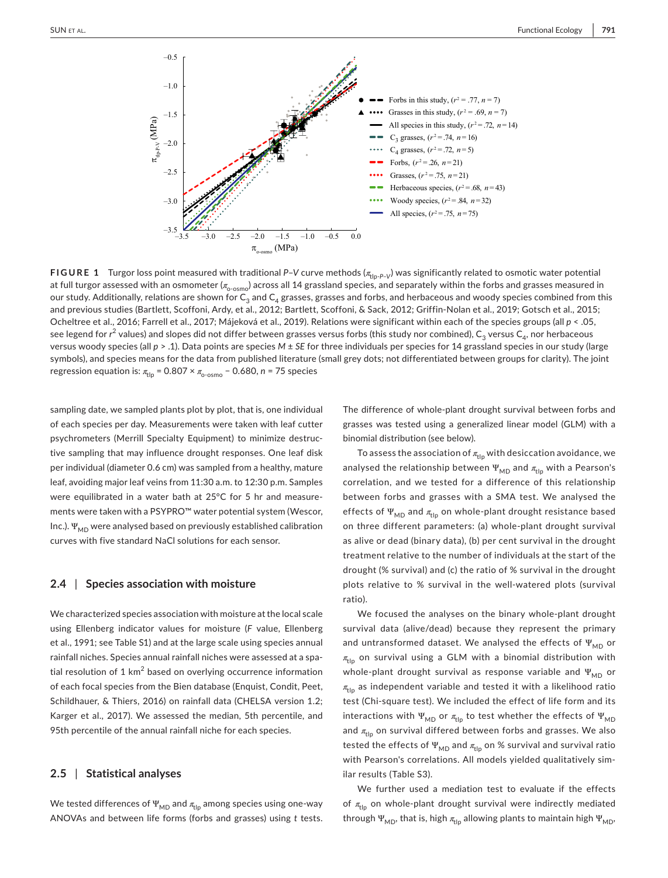**FIGURE 1** Turgor loss point measured with traditional *P–V* curve methods ($\pi_{tlp\text{-}P\text{-}V}$) was significantly related to osmotic water potential at full turgor assessed with an osmometer ($\pi_{o\text{-}osmo}$) across all 14 grassland species, and separately within the forbs and grasses measured in our study. Additionally, relations are shown for $C_3$ and $C_4$ grasses, grasses and forbs, and herbaceous and woody species combined from this and previous studies (Bartlett, Scoffoni, Ardy, et al., 2012; Bartlett, Scoffoni, & Sack, 2012; Griffin-Nolan et al., 2019; Gotsch et al., 2015; Ocheltree et al., 2016; Farrell et al., 2017; Májeková et al., 2019). Relations were significant within each of the species groups (all $p < .05$, see legend for $r^2$ values) and slopes did not differ between grasses versus forbs (this study nor combined), $C_3$ versus $C_4$, nor herbaceous versus woody species (all $p > .1$). Data points are species $M \pm SE$ for three individuals per species for 14 grassland species in our study (large symbols), and species means for the data from published literature (small grey dots; not differentiated between groups for clarity). The joint regression equation is: $\pi_{tlp} = 0.807 \times \pi_{o\text{-}osmo} - 0.680$, $n = 75$ species

sampling date, we sampled plants plot by plot, that is, one individual of each species per day. Measurements were taken with leaf cutter psychrometers (Merrill Specialty Equipment) to minimize destructive sampling that may influence drought responses. One leaf disk per individual (diameter 0.6 cm) was sampled from a healthy, mature leaf, avoiding major leaf veins from 11:30 a.m. to 12:30 p.m. Samples were equilibrated in a water bath at 25°C for 5 hr and measurements were taken with a PSYPRO™ water potential system (Wescor, Inc.). $\Psi_{MD}$ were analysed based on previously established calibration curves with five standard NaCl solutions for each sensor.

## 2.4 | Species association with moisture

We characterized species association with moisture at the local scale using Ellenberg indicator values for moisture (*F* value, Ellenberg et al., 1991; see Table S1) and at the large scale using species annual rainfall niches. Species annual rainfall niches were assessed at a spatial resolution of 1 km$^2$ based on overlying occurrence information of each focal species from the Bien database (Enquist, Condit, Peet, Schildhauer, & Thiers, 2016) on rainfall data (CHELSA version 1.2; Karger et al., 2017). We assessed the median, 5th percentile, and 95th percentile of the annual rainfall niche for each species.

## 2.5 | Statistical analyses

We tested differences of $\Psi_{MD}$ and $\pi_{tlp}$ among species using one-way ANOVAs and between life forms (forbs and grasses) using *t* tests. The difference of whole-plant drought survival between forbs and grasses was tested using a generalized linear model (GLM) with a binomial distribution (see below).

To assess the association of $\pi_{tlp}$ with desiccation avoidance, we analysed the relationship between $\Psi_{MD}$ and $\pi_{tlp}$ with a Pearson's correlation, and we tested for a difference of this relationship between forbs and grasses with a SMA test. We analysed the effects of $\Psi_{MD}$ and $\pi_{tlp}$ on whole-plant drought resistance based on three different parameters: (a) whole-plant drought survival as alive or dead (binary data), (b) per cent survival in the drought treatment relative to the number of individuals at the start of the drought (% survival) and (c) the ratio of % survival in the drought plots relative to % survival in the well-watered plots (survival ratio).

We focused the analyses on the binary whole-plant drought survival data (alive/dead) because they represent the primary and untransformed dataset. We analysed the effects of $\Psi_{MD}$ or $\pi_{tlp}$ on survival using a GLM with a binomial distribution with whole-plant drought survival as response variable and $\Psi_{MD}$ or $\pi_{tlp}$ as independent variable and tested it with a likelihood ratio test (Chi-square test). We included the effect of life form and its interactions with $\Psi_{MD}$ or $\pi_{tlp}$ to test whether the effects of $\Psi_{MD}$ and $\pi_{tlp}$ on survival differed between forbs and grasses. We also tested the effects of $\Psi_{MD}$ and $\pi_{tlp}$ on % survival and survival ratio with Pearson's correlations. All models yielded qualitatively similar results (Table S3).

We further used a mediation test to evaluate if the effects of $\pi_{tlp}$ on whole-plant drought survival were indirectly mediated through $\Psi_{MD}$, that is, high $\pi_{tlp}$ allowing plants to maintain high $\Psi_{MD}$,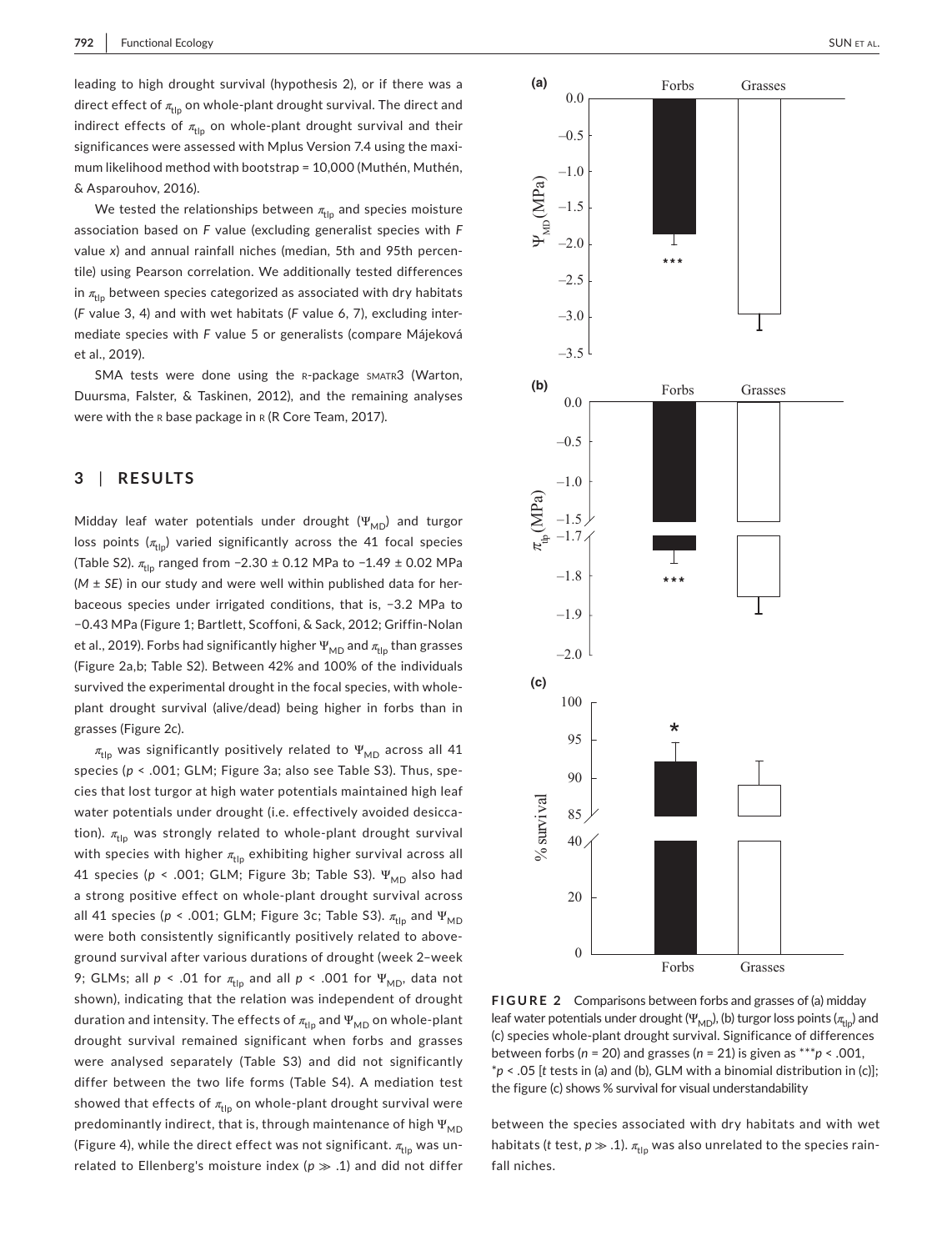leading to high drought survival (hypothesis 2), or if there was a direct effect of $\pi_{tlp}$ on whole-plant drought survival. The direct and indirect effects of $\pi_{tlp}$ on whole-plant drought survival and their significances were assessed with Mplus Version 7.4 using the maximum likelihood method with bootstrap = 10,000 (Muthén, Muthén, & Asparouhov, 2016).

We tested the relationships between $\pi_{tlp}$ and species moisture association based on *F* value (excluding generalist species with *F* value *x*) and annual rainfall niches (median, 5th and 95th percentile) using Pearson correlation. We additionally tested differences in $\pi_{tlp}$ between species categorized as associated with dry habitats (*F* value 3, 4) and with wet habitats (*F* value 6, 7), excluding intermediate species with *F* value 5 or generalists (compare Májeková et al., 2019).

SMA tests were done using the R-package SMATR3 (Warton, Duursma, Falster, & Taskinen, 2012), and the remaining analyses were with the R base package in R (R Core Team, 2017).

## 3 | RESULTS

Midday leaf water potentials under drought ($\Psi_{MD}$) and turgor loss points ($\pi_{tlp}$) varied significantly across the 41 focal species (Table S2). $\pi_{tlp}$ ranged from −2.30 ± 0.12 MPa to −1.49 ± 0.02 MPa (*M* ± *SE*) in our study and were well within published data for herbaceous species under irrigated conditions, that is, −3.2 MPa to −0.43 MPa (Figure 1; Bartlett, Scoffoni, & Sack, 2012; Griffin-Nolan et al., 2019). Forbs had significantly higher $\Psi_{MD}$ and $\pi_{tlp}$ than grasses (Figure 2a,b; Table S2). Between 42% and 100% of the individuals survived the experimental drought in the focal species, with whole-plant drought survival (alive/dead) being higher in forbs than in grasses (Figure 2c).

$\pi_{tlp}$ was significantly positively related to $\Psi_{MD}$ across all 41 species ($p < .001$; GLM; Figure 3a; also see Table S3). Thus, species that lost turgor at high water potentials maintained high leaf water potentials under drought (i.e. effectively avoided desiccation). $\pi_{tlp}$ was strongly related to whole-plant drought survival with species with higher $\pi_{tlp}$ exhibiting higher survival across all 41 species ($p < .001$; GLM; Figure 3b; Table S3). $\Psi_{MD}$ also had a strong positive effect on whole-plant drought survival across all 41 species ($p < .001$; GLM; Figure 3c; Table S3). $\pi_{tlp}$ and $\Psi_{MD}$ were both consistently significantly positively related to aboveground survival after various durations of drought (week 2–week 9; GLMs; all $p < .01$ for $\pi_{tlp}$ and all $p < .001$ for $\Psi_{MD}$, data not shown), indicating that the relation was independent of drought duration and intensity. The effects of $\pi_{tlp}$ and $\Psi_{MD}$ on whole-plant drought survival remained significant when forbs and grasses were analysed separately (Table S3) and did not significantly differ between the two life forms (Table S4). A mediation test showed that effects of $\pi_{tlp}$ on whole-plant drought survival were predominantly indirect, that is, through maintenance of high $\Psi_{MD}$ (Figure 4), while the direct effect was not significant. $\pi_{tlp}$ was unrelated to Ellenberg's moisture index ($p \gg .1$) and did not differ between the species associated with dry habitats and with wet habitats (*t* test, $p \gg .1$). $\pi_{tlp}$ was also unrelated to the species rainfall niches.

**FIGURE 2** Comparisons between forbs and grasses of (a) midday leaf water potentials under drought ($\Psi_{MD}$), (b) turgor loss points ($\pi_{tlp}$) and (c) species whole-plant drought survival. Significance of differences between forbs ($n = 20$) and grasses ($n = 21$) is given as \*\*\*$p < .001$, \*$p < .05$ [*t* tests in (a) and (b), GLM with a binomial distribution in (c)]; the figure (c) shows % survival for visual understandability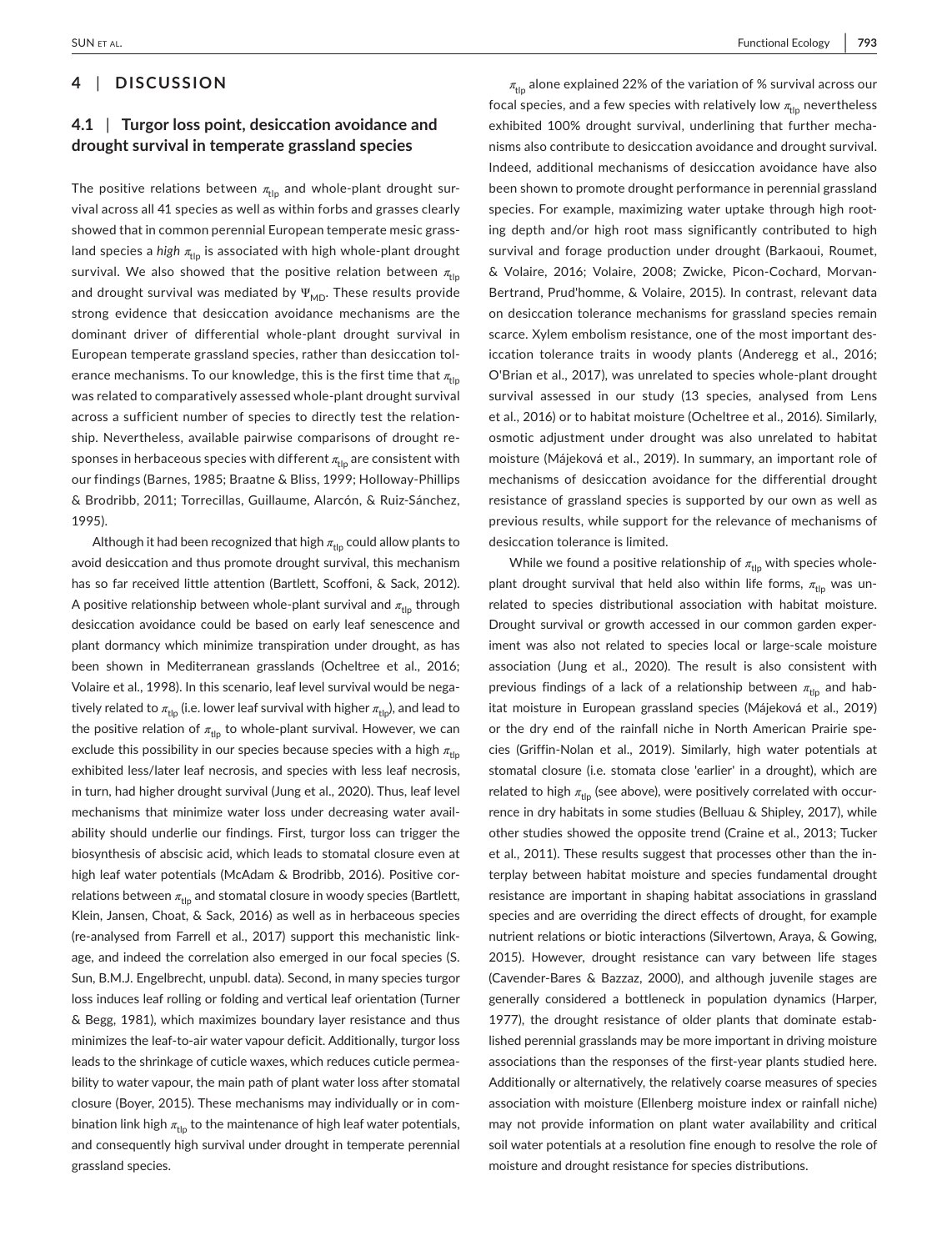# 4 | DISCUSSION

## 4.1 | Turgor loss point, desiccation avoidance and drought survival in temperate grassland species

The positive relations between $\pi_{tlp}$ and whole-plant drought survival across all 41 species as well as within forbs and grasses clearly showed that in common perennial European temperate mesic grassland species a *high* $\pi_{tlp}$ is associated with high whole-plant drought survival. We also showed that the positive relation between $\pi_{tlp}$ and drought survival was mediated by $\Psi_{MD}$. These results provide strong evidence that desiccation avoidance mechanisms are the dominant driver of differential whole-plant drought survival in European temperate grassland species, rather than desiccation tolerance mechanisms. To our knowledge, this is the first time that $\pi_{tlp}$ was related to comparatively assessed whole-plant drought survival across a sufficient number of species to directly test the relationship. Nevertheless, available pairwise comparisons of drought responses in herbaceous species with different $\pi_{tlp}$ are consistent with our findings (Barnes, 1985; Braatne & Bliss, 1999; Holloway-Phillips & Brodribb, 2011; Torrecillas, Guillaume, Alarcón, & Ruiz-Sánchez, 1995).

Although it had been recognized that high $\pi_{tlp}$ could allow plants to avoid desiccation and thus promote drought survival, this mechanism has so far received little attention (Bartlett, Scoffoni, & Sack, 2012). A positive relationship between whole-plant survival and $\pi_{tlp}$ through desiccation avoidance could be based on early leaf senescence and plant dormancy which minimize transpiration under drought, as has been shown in Mediterranean grasslands (Ocheltree et al., 2016; Volaire et al., 1998). In this scenario, leaf level survival would be negatively related to $\pi_{tlp}$ (i.e. lower leaf survival with higher $\pi_{tlp}$), and lead to the positive relation of $\pi_{tlp}$ to whole-plant survival. However, we can exclude this possibility in our species because species with a high $\pi_{tlp}$ exhibited less/later leaf necrosis, and species with less leaf necrosis, in turn, had higher drought survival (Jung et al., 2020). Thus, leaf level mechanisms that minimize water loss under decreasing water availability should underlie our findings. First, turgor loss can trigger the biosynthesis of abscisic acid, which leads to stomatal closure even at high leaf water potentials (McAdam & Brodribb, 2016). Positive correlations between $\pi_{tlp}$ and stomatal closure in woody species (Bartlett, Klein, Jansen, Choat, & Sack, 2016) as well as in herbaceous species (re-analysed from Farrell et al., 2017) support this mechanistic linkage, and indeed the correlation also emerged in our focal species (S. Sun, B.M.J. Engelbrecht, unpubl. data). Second, in many species turgor loss induces leaf rolling or folding and vertical leaf orientation (Turner & Begg, 1981), which maximizes boundary layer resistance and thus minimizes the leaf-to-air water vapour deficit. Additionally, turgor loss leads to the shrinkage of cuticle waxes, which reduces cuticle permeability to water vapour, the main path of plant water loss after stomatal closure (Boyer, 2015). These mechanisms may individually or in combination link high $\pi_{tlp}$ to the maintenance of high leaf water potentials, and consequently high survival under drought in temperate perennial grassland species.

$\pi_{tlp}$ alone explained 22% of the variation of % survival across our focal species, and a few species with relatively low $\pi_{tlp}$ nevertheless exhibited 100% drought survival, underlining that further mechanisms also contribute to desiccation avoidance and drought survival. Indeed, additional mechanisms of desiccation avoidance have also been shown to promote drought performance in perennial grassland species. For example, maximizing water uptake through high rooting depth and/or high root mass significantly contributed to high survival and forage production under drought (Barkaoui, Roumet, & Volaire, 2016; Volaire, 2008; Zwicke, Picon-Cochard, Morvan-Bertrand, Prud'homme, & Volaire, 2015). In contrast, relevant data on desiccation tolerance mechanisms for grassland species remain scarce. Xylem embolism resistance, one of the most important desiccation tolerance traits in woody plants (Anderegg et al., 2016; O'Brian et al., 2017), was unrelated to species whole-plant drought survival assessed in our study (13 species, analysed from Lens et al., 2016) or to habitat moisture (Ocheltree et al., 2016). Similarly, osmotic adjustment under drought was also unrelated to habitat moisture (Májeková et al., 2019). In summary, an important role of mechanisms of desiccation avoidance for the differential drought resistance of grassland species is supported by our own as well as previous results, while support for the relevance of mechanisms of desiccation tolerance is limited.

While we found a positive relationship of $\pi_{tlp}$ with species whole-plant drought survival that held also within life forms, $\pi_{tlp}$ was unrelated to species distributional association with habitat moisture. Drought survival or growth accessed in our common garden experiment was also not related to species local or large-scale moisture association (Jung et al., 2020). The result is also consistent with previous findings of a lack of a relationship between $\pi_{tlp}$ and habitat moisture in European grassland species (Májeková et al., 2019) or the dry end of the rainfall niche in North American Prairie species (Griffin-Nolan et al., 2019). Similarly, high water potentials at stomatal closure (i.e. stomata close 'earlier' in a drought), which are related to high $\pi_{tlp}$ (see above), were positively correlated with occurrence in dry habitats in some studies (Belluau & Shipley, 2017), while other studies showed the opposite trend (Craine et al., 2013; Tucker et al., 2011). These results suggest that processes other than the interplay between habitat moisture and species fundamental drought resistance are important in shaping habitat associations in grassland species and are overriding the direct effects of drought, for example nutrient relations or biotic interactions (Silvertown, Araya, & Gowing, 2015). However, drought resistance can vary between life stages (Cavender-Bares & Bazzaz, 2000), and although juvenile stages are generally considered a bottleneck in population dynamics (Harper, 1977), the drought resistance of older plants that dominate established perennial grasslands may be more important in driving moisture associations than the responses of the first-year plants studied here. Additionally or alternatively, the relatively coarse measures of species association with moisture (Ellenberg moisture index or rainfall niche) may not provide information on plant water availability and critical soil water potentials at a resolution fine enough to resolve the role of moisture and drought resistance for species distributions.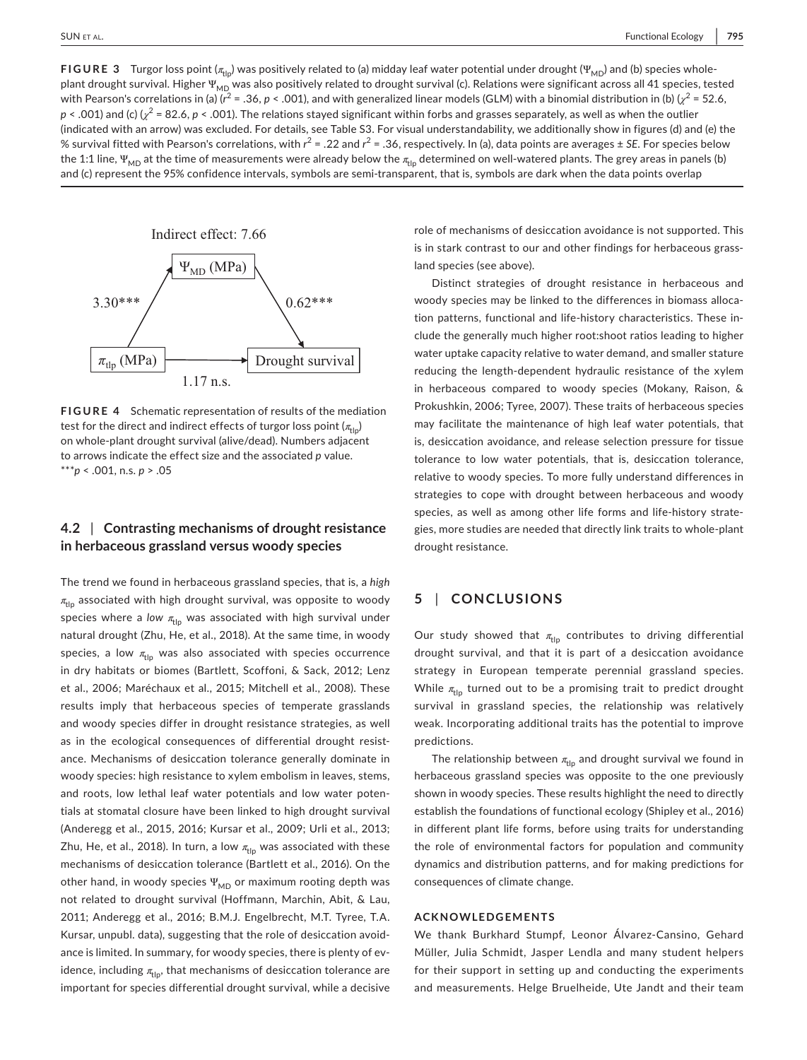**FIGURE 3** Turgor loss point ($\pi_{tlp}$) was positively related to (a) midday leaf water potential under drought ($\Psi_{MD}$) and (b) species whole-plant drought survival. Higher $\Psi_{MD}$ was also positively related to drought survival (c). Relations were significant across all 41 species, tested with Pearson's correlations in (a) ($r^2 = .36$, $p < .001$), and with generalized linear models (GLM) with a binomial distribution in (b) ($\chi^2 = 52.6$, $p < .001$) and (c) ($\chi^2 = 82.6$, $p < .001$). The relations stayed significant within forbs and grasses separately, as well as when the outlier (indicated with an arrow) was excluded. For details, see Table S3. For visual understandability, we additionally show in figures (d) and (e) the % survival fitted with Pearson's correlations, with $r^2 = .22$ and $r^2 = .36$, respectively. In (a), data points are averages ± *SE*. For species below the 1:1 line, $\Psi_{MD}$ at the time of measurements were already below the $\pi_{tlp}$ determined on well-watered plants. The grey areas in panels (b) and (c) represent the 95% confidence intervals, symbols are semi-transparent, that is, symbols are dark when the data points overlap

Indirect effect: 7.66

$\Psi_{MD}$ (MPa)

3.30***

0.62***

$\pi_{tlp}$ (MPa)

Drought survival

1.17 n.s.

**FIGURE 4** Schematic representation of results of the mediation test for the direct and indirect effects of turgor loss point ($\pi_{tlp}$) on whole-plant drought survival (alive/dead). Numbers adjacent to arrows indicate the effect size and the associated *p* value. ***$p < .001$, n.s. $p > .05$

## 4.2 | Contrasting mechanisms of drought resistance in herbaceous grassland versus woody species

The trend we found in herbaceous grassland species, that is, a *high* $\pi_{tlp}$ associated with high drought survival, was opposite to woody species where a *low* $\pi_{tlp}$ was associated with high survival under natural drought (Zhu, He, et al., 2018). At the same time, in woody species, a low $\pi_{tlp}$ was also associated with species occurrence in dry habitats or biomes (Bartlett, Scoffoni, & Sack, 2012; Lenz et al., 2006; Maréchaux et al., 2015; Mitchell et al., 2008). These results imply that herbaceous species of temperate grasslands and woody species differ in drought resistance strategies, as well as in the ecological consequences of differential drought resistance. Mechanisms of desiccation tolerance generally dominate in woody species: high resistance to xylem embolism in leaves, stems, and roots, low lethal leaf water potentials and low water potentials at stomatal closure have been linked to high drought survival (Anderegg et al., 2015, 2016; Kursar et al., 2009; Urli et al., 2013; Zhu, He, et al., 2018). In turn, a low $\pi_{tlp}$ was associated with these mechanisms of desiccation tolerance (Bartlett et al., 2016). On the other hand, in woody species $\Psi_{MD}$ or maximum rooting depth was not related to drought survival (Hoffmann, Marchin, Abit, & Lau, 2011; Anderegg et al., 2016; B.M.J. Engelbrecht, M.T. Tyree, T.A. Kursar, unpubl. data), suggesting that the role of desiccation avoidance is limited. In summary, for woody species, there is plenty of evidence, including $\pi_{tlp}$, that mechanisms of desiccation tolerance are important for species differential drought survival, while a decisive role of mechanisms of desiccation avoidance is not supported. This is in stark contrast to our and other findings for herbaceous grassland species (see above).

Distinct strategies of drought resistance in herbaceous and woody species may be linked to the differences in biomass allocation patterns, functional and life-history characteristics. These include the generally much higher root:shoot ratios leading to higher water uptake capacity relative to water demand, and smaller stature reducing the length-dependent hydraulic resistance of the xylem in herbaceous compared to woody species (Mokany, Raison, & Prokushkin, 2006; Tyree, 2007). These traits of herbaceous species may facilitate the maintenance of high leaf water potentials, that is, desiccation avoidance, and release selection pressure for tissue tolerance to low water potentials, that is, desiccation tolerance, relative to woody species. To more fully understand differences in strategies to cope with drought between herbaceous and woody species, as well as among other life forms and life-history strategies, more studies are needed that directly link traits to whole-plant drought resistance.

## 5 | CONCLUSIONS

Our study showed that $\pi_{tlp}$ contributes to driving differential drought survival, and that it is part of a desiccation avoidance strategy in European temperate perennial grassland species. While $\pi_{tlp}$ turned out to be a promising trait to predict drought survival in grassland species, the relationship was relatively weak. Incorporating additional traits has the potential to improve predictions.

The relationship between $\pi_{tlp}$ and drought survival we found in herbaceous grassland species was opposite to the one previously shown in woody species. These results highlight the need to directly establish the foundations of functional ecology (Shipley et al., 2016) in different plant life forms, before using traits for understanding the role of environmental factors for population and community dynamics and distribution patterns, and for making predictions for consequences of climate change.

### ACKNOWLEDGEMENTS

We thank Burkhard Stumpf, Leonor Álvarez-Cansino, Gehard Müller, Julia Schmidt, Jasper Lendla and many student helpers for their support in setting up and conducting the experiments and measurements. Helge Bruelheide, Ute Jandt and their team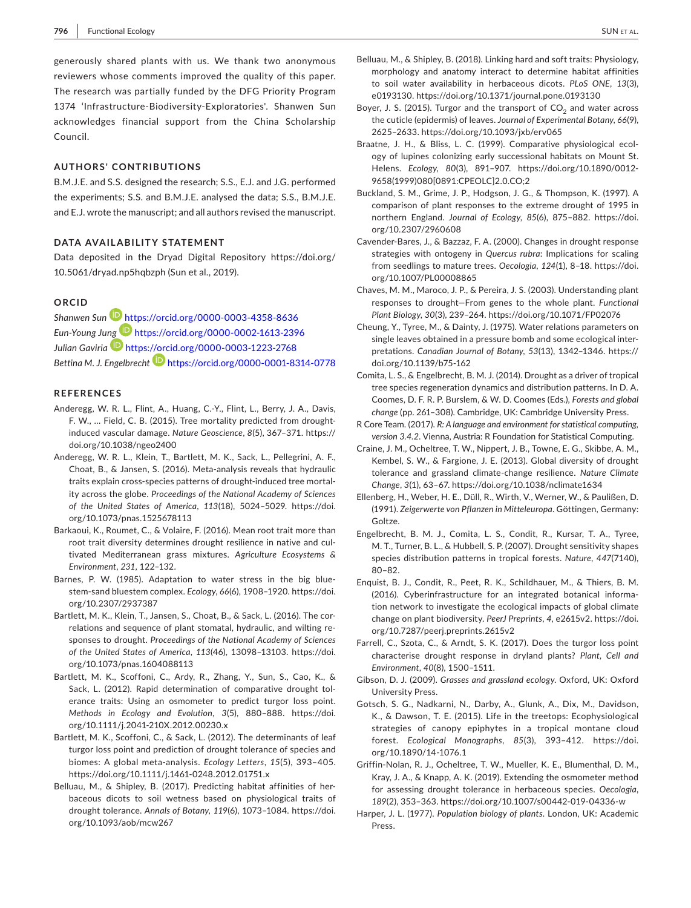generously shared plants with us. We thank two anonymous reviewers whose comments improved the quality of this paper. The research was partially funded by the DFG Priority Program 1374 'Infrastructure-Biodiversity-Exploratories'. Shanwen Sun acknowledges financial support from the China Scholarship Council.

## AUTHORS' CONTRIBUTIONS

B.M.J.E. and S.S. designed the research; S.S., E.J. and J.G. performed the experiments; S.S. and B.M.J.E. analysed the data; S.S., B.M.J.E. and E.J. wrote the manuscript; and all authors revised the manuscript.

## DATA AVAILABILITY STATEMENT

Data deposited in the Dryad Digital Repository https://doi.org/10.5061/dryad.np5hqbzph (Sun et al., 2019).

## ORCID

*Shanwen Sun* https://orcid.org/0000-0003-4358-8636
*Eun-Young Jung* https://orcid.org/0000-0002-1613-2396
*Julian Gaviria* https://orcid.org/0000-0003-1223-2768
*Bettina M. J. Engelbrecht* https://orcid.org/0000-0001-8314-0778

## REFERENCES

Anderegg, W. R. L., Flint, A., Huang, C.-Y., Flint, L., Berry, J. A., Davis, F. W., … Field, C. B. (2015). Tree mortality predicted from drought-induced vascular damage. *Nature Geoscience*, *8*(5), 367–371. https://doi.org/10.1038/ngeo2400

Anderegg, W. R. L., Klein, T., Bartlett, M. K., Sack, L., Pellegrini, A. F., Choat, B., & Jansen, S. (2016). Meta-analysis reveals that hydraulic traits explain cross-species patterns of drought-induced tree mortality across the globe. *Proceedings of the National Academy of Sciences of the United States of America*, *113*(18), 5024–5029. https://doi.org/10.1073/pnas.1525678113

Barkaoui, K., Roumet, C., & Volaire, F. (2016). Mean root trait more than root trait diversity determines drought resilience in native and cultivated Mediterranean grass mixtures. *Agriculture Ecosystems & Environment*, *231*, 122–132.

Barnes, P. W. (1985). Adaptation to water stress in the big bluestem-sand bluestem complex. *Ecology*, *66*(6), 1908–1920. https://doi.org/10.2307/2937387

Bartlett, M. K., Klein, T., Jansen, S., Choat, B., & Sack, L. (2016). The correlations and sequence of plant stomatal, hydraulic, and wilting responses to drought. *Proceedings of the National Academy of Sciences of the United States of America*, *113*(46), 13098–13103. https://doi.org/10.1073/pnas.1604088113

Bartlett, M. K., Scoffoni, C., Ardy, R., Zhang, Y., Sun, S., Cao, K., & Sack, L. (2012). Rapid determination of comparative drought tolerance traits: Using an osmometer to predict turgor loss point. *Methods in Ecology and Evolution*, *3*(5), 880–888. https://doi.org/10.1111/j.2041-210X.2012.00230.x

Bartlett, M. K., Scoffoni, C., & Sack, L. (2012). The determinants of leaf turgor loss point and prediction of drought tolerance of species and biomes: A global meta-analysis. *Ecology Letters*, *15*(5), 393–405. https://doi.org/10.1111/j.1461-0248.2012.01751.x

Belluau, M., & Shipley, B. (2017). Predicting habitat affinities of herbaceous dicots to soil wetness based on physiological traits of drought tolerance. *Annals of Botany*, *119*(6), 1073–1084. https://doi.org/10.1093/aob/mcw267

Belluau, M., & Shipley, B. (2018). Linking hard and soft traits: Physiology, morphology and anatomy interact to determine habitat affinities to soil water availability in herbaceous dicots. *PLoS ONE*, *13*(3), e0193130. https://doi.org/10.1371/journal.pone.0193130

Boyer, J. S. (2015). Turgor and the transport of $CO_2$ and water across the cuticle (epidermis) of leaves. *Journal of Experimental Botany*, *66*(9), 2625–2633. https://doi.org/10.1093/jxb/erv065

Braatne, J. H., & Bliss, L. C. (1999). Comparative physiological ecology of lupines colonizing early successional habitats on Mount St. Helens. *Ecology*, *80*(3), 891–907. https://doi.org/10.1890/0012-9658(1999)080[0891:CPEOLC]2.0.CO;2

Buckland, S. M., Grime, J. P., Hodgson, J. G., & Thompson, K. (1997). A comparison of plant responses to the extreme drought of 1995 in northern England. *Journal of Ecology*, *85*(6), 875–882. https://doi.org/10.2307/2960608

Cavender-Bares, J., & Bazzaz, F. A. (2000). Changes in drought response strategies with ontogeny in *Quercus rubra*: Implications for scaling from seedlings to mature trees. *Oecologia*, *124*(1), 8–18. https://doi.org/10.1007/PL00008865

Chaves, M. M., Maroco, J. P., & Pereira, J. S. (2003). Understanding plant responses to drought—From genes to the whole plant. *Functional Plant Biology*, *30*(3), 239–264. https://doi.org/10.1071/FP02076

Cheung, Y., Tyree, M., & Dainty, J. (1975). Water relations parameters on single leaves obtained in a pressure bomb and some ecological interpretations. *Canadian Journal of Botany*, *53*(13), 1342–1346. https://doi.org/10.1139/b75-162

Comita, L. S., & Engelbrecht, B. M. J. (2014). Drought as a driver of tropical tree species regeneration dynamics and distribution patterns. In D. A. Coomes, D. F. R. P. Burslem, & W. D. Coomes (Eds.), *Forests and global change* (pp. 261–308). Cambridge, UK: Cambridge University Press.

R Core Team. (2017). *R: A language and environment for statistical computing, version 3.4.2*. Vienna, Austria: R Foundation for Statistical Computing.

Craine, J. M., Ocheltree, T. W., Nippert, J. B., Towne, E. G., Skibbe, A. M., Kembel, S. W., & Fargione, J. E. (2013). Global diversity of drought tolerance and grassland climate-change resilience. *Nature Climate Change*, *3*(1), 63–67. https://doi.org/10.1038/nclimate1634

Ellenberg, H., Weber, H. E., Düll, R., Wirth, V., Werner, W., & Paulißen, D. (1991). *Zeigerwerte von Pflanzen in Mitteleuropa*. Göttingen, Germany: Goltze.

Engelbrecht, B. M. J., Comita, L. S., Condit, R., Kursar, T. A., Tyree, M. T., Turner, B. L., & Hubbell, S. P. (2007). Drought sensitivity shapes species distribution patterns in tropical forests. *Nature*, *447*(7140), 80–82.

Enquist, B. J., Condit, R., Peet, R. K., Schildhauer, M., & Thiers, B. M. (2016). Cyberinfrastructure for an integrated botanical information network to investigate the ecological impacts of global climate change on plant biodiversity. *PeerJ Preprints*, *4*, e2615v2. https://doi.org/10.7287/peerj.preprints.2615v2

Farrell, C., Szota, C., & Arndt, S. K. (2017). Does the turgor loss point characterise drought response in dryland plants? *Plant, Cell and Environment*, *40*(8), 1500–1511.

Gibson, D. J. (2009). *Grasses and grassland ecology*. Oxford, UK: Oxford University Press.

Gotsch, S. G., Nadkarni, N., Darby, A., Glunk, A., Dix, M., Davidson, K., & Dawson, T. E. (2015). Life in the treetops: Ecophysiological strategies of canopy epiphytes in a tropical montane cloud forest. *Ecological Monographs*, *85*(3), 393–412. https://doi.org/10.1890/14-1076.1

Griffin-Nolan, R. J., Ocheltree, T. W., Mueller, K. E., Blumenthal, D. M., Kray, J. A., & Knapp, A. K. (2019). Extending the osmometer method for assessing drought tolerance in herbaceous species. *Oecologia*, *189*(2), 353–363. https://doi.org/10.1007/s00442-019-04336-w

Harper, J. L. (1977). *Population biology of plants*. London, UK: Academic Press.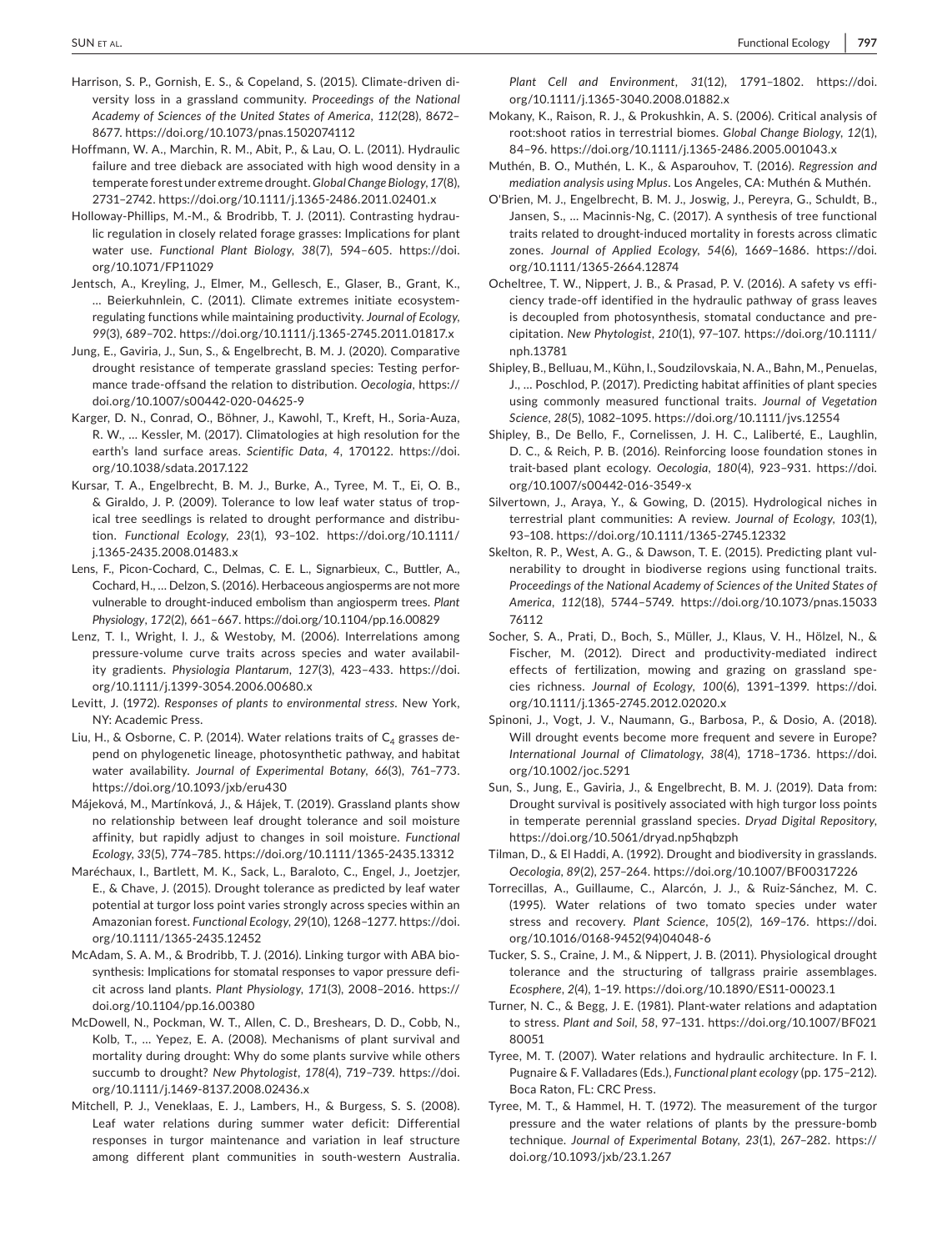Harrison, S. P., Gornish, E. S., & Copeland, S. (2015). Climate-driven diversity loss in a grassland community. *Proceedings of the National Academy of Sciences of the United States of America*, *112*(28), 8672–8677. https://doi.org/10.1073/pnas.1502074112

Hoffmann, W. A., Marchin, R. M., Abit, P., & Lau, O. L. (2011). Hydraulic failure and tree dieback are associated with high wood density in a temperate forest under extreme drought. *Global Change Biology*, *17*(8), 2731–2742. https://doi.org/10.1111/j.1365-2486.2011.02401.x

Holloway-Phillips, M.-M., & Brodribb, T. J. (2011). Contrasting hydraulic regulation in closely related forage grasses: Implications for plant water use. *Functional Plant Biology*, *38*(7), 594–605. https://doi.org/10.1071/FP11029

Jentsch, A., Kreyling, J., Elmer, M., Gellesch, E., Glaser, B., Grant, K., … Beierkuhnlein, C. (2011). Climate extremes initiate ecosystem-regulating functions while maintaining productivity. *Journal of Ecology*, *99*(3), 689–702. https://doi.org/10.1111/j.1365-2745.2011.01817.x

Jung, E., Gaviria, J., Sun, S., & Engelbrecht, B. M. J. (2020). Comparative drought resistance of temperate grassland species: Testing performance trade-offsand the relation to distribution. *Oecologia*, https://doi.org/10.1007/s00442-020-04625-9

Karger, D. N., Conrad, O., Böhner, J., Kawohl, T., Kreft, H., Soria-Auza, R. W., … Kessler, M. (2017). Climatologies at high resolution for the earth's land surface areas. *Scientific Data*, *4*, 170122. https://doi.org/10.1038/sdata.2017.122

Kursar, T. A., Engelbrecht, B. M. J., Burke, A., Tyree, M. T., Ei, O. B., & Giraldo, J. P. (2009). Tolerance to low leaf water status of tropical tree seedlings is related to drought performance and distribution. *Functional Ecology*, *23*(1), 93–102. https://doi.org/10.1111/j.1365-2435.2008.01483.x

Lens, F., Picon-Cochard, C., Delmas, C. E. L., Signarbieux, C., Buttler, A., Cochard, H., … Delzon, S. (2016). Herbaceous angiosperms are not more vulnerable to drought-induced embolism than angiosperm trees. *Plant Physiology*, *172*(2), 661–667. https://doi.org/10.1104/pp.16.00829

Lenz, T. I., Wright, I. J., & Westoby, M. (2006). Interrelations among pressure-volume curve traits across species and water availability gradients. *Physiologia Plantarum*, *127*(3), 423–433. https://doi.org/10.1111/j.1399-3054.2006.00680.x

Levitt, J. (1972). *Responses of plants to environmental stress*. New York, NY: Academic Press.

Liu, H., & Osborne, C. P. (2014). Water relations traits of $C_4$ grasses depend on phylogenetic lineage, photosynthetic pathway, and habitat water availability. *Journal of Experimental Botany*, *66*(3), 761–773. https://doi.org/10.1093/jxb/eru430

Májeková, M., Martínková, J., & Hájek, T. (2019). Grassland plants show no relationship between leaf drought tolerance and soil moisture affinity, but rapidly adjust to changes in soil moisture. *Functional Ecology*, *33*(5), 774–785. https://doi.org/10.1111/1365-2435.13312

Maréchaux, I., Bartlett, M. K., Sack, L., Baraloto, C., Engel, J., Joetzjer, E., & Chave, J. (2015). Drought tolerance as predicted by leaf water potential at turgor loss point varies strongly across species within an Amazonian forest. *Functional Ecology*, *29*(10), 1268–1277. https://doi.org/10.1111/1365-2435.12452

McAdam, S. A. M., & Brodribb, T. J. (2016). Linking turgor with ABA biosynthesis: Implications for stomatal responses to vapor pressure deficit across land plants. *Plant Physiology*, *171*(3), 2008–2016. https://doi.org/10.1104/pp.16.00380

McDowell, N., Pockman, W. T., Allen, C. D., Breshears, D. D., Cobb, N., Kolb, T., … Yepez, E. A. (2008). Mechanisms of plant survival and mortality during drought: Why do some plants survive while others succumb to drought? *New Phytologist*, *178*(4), 719–739. https://doi.org/10.1111/j.1469-8137.2008.02436.x

Mitchell, P. J., Veneklaas, E. J., Lambers, H., & Burgess, S. S. (2008). Leaf water relations during summer water deficit: Differential responses in turgor maintenance and variation in leaf structure among different plant communities in south-western Australia. *Plant Cell and Environment*, *31*(12), 1791–1802. https://doi.org/10.1111/j.1365-3040.2008.01882.x

Mokany, K., Raison, R. J., & Prokushkin, A. S. (2006). Critical analysis of root:shoot ratios in terrestrial biomes. *Global Change Biology*, *12*(1), 84–96. https://doi.org/10.1111/j.1365-2486.2005.001043.x

Muthén, B. O., Muthén, L. K., & Asparouhov, T. (2016). *Regression and mediation analysis using Mplus*. Los Angeles, CA: Muthén & Muthén.

O'Brien, M. J., Engelbrecht, B. M. J., Joswig, J., Pereyra, G., Schuldt, B., Jansen, S., … Macinnis-Ng, C. (2017). A synthesis of tree functional traits related to drought-induced mortality in forests across climatic zones. *Journal of Applied Ecology*, *54*(6), 1669–1686. https://doi.org/10.1111/1365-2664.12874

Ocheltree, T. W., Nippert, J. B., & Prasad, P. V. (2016). A safety vs efficiency trade-off identified in the hydraulic pathway of grass leaves is decoupled from photosynthesis, stomatal conductance and precipitation. *New Phytologist*, *210*(1), 97–107. https://doi.org/10.1111/nph.13781

Shipley, B., Belluau, M., Kühn, I., Soudzilovskaia, N. A., Bahn, M., Penuelas, J., … Poschlod, P. (2017). Predicting habitat affinities of plant species using commonly measured functional traits. *Journal of Vegetation Science*, *28*(5), 1082–1095. https://doi.org/10.1111/jvs.12554

Shipley, B., De Bello, F., Cornelissen, J. H. C., Laliberté, E., Laughlin, D. C., & Reich, P. B. (2016). Reinforcing loose foundation stones in trait-based plant ecology. *Oecologia*, *180*(4), 923–931. https://doi.org/10.1007/s00442-016-3549-x

Silvertown, J., Araya, Y., & Gowing, D. (2015). Hydrological niches in terrestrial plant communities: A review. *Journal of Ecology*, *103*(1), 93–108. https://doi.org/10.1111/1365-2745.12332

Skelton, R. P., West, A. G., & Dawson, T. E. (2015). Predicting plant vulnerability to drought in biodiverse regions using functional traits. *Proceedings of the National Academy of Sciences of the United States of America*, *112*(18), 5744–5749. https://doi.org/10.1073/pnas.1503376112

Socher, S. A., Prati, D., Boch, S., Müller, J., Klaus, V. H., Hölzel, N., & Fischer, M. (2012). Direct and productivity-mediated indirect effects of fertilization, mowing and grazing on grassland species richness. *Journal of Ecology*, *100*(6), 1391–1399. https://doi.org/10.1111/j.1365-2745.2012.02020.x

Spinoni, J., Vogt, J. V., Naumann, G., Barbosa, P., & Dosio, A. (2018). Will drought events become more frequent and severe in Europe? *International Journal of Climatology*, *38*(4), 1718–1736. https://doi.org/10.1002/joc.5291

Sun, S., Jung, E., Gaviria, J., & Engelbrecht, B. M. J. (2019). Data from: Drought survival is positively associated with high turgor loss points in temperate perennial grassland species. *Dryad Digital Repository*, https://doi.org/10.5061/dryad.np5hqbzph

Tilman, D., & El Haddi, A. (1992). Drought and biodiversity in grasslands. *Oecologia*, *89*(2), 257–264. https://doi.org/10.1007/BF00317226

Torrecillas, A., Guillaume, C., Alarcón, J. J., & Ruiz-Sánchez, M. C. (1995). Water relations of two tomato species under water stress and recovery. *Plant Science*, *105*(2), 169–176. https://doi.org/10.1016/0168-9452(94)04048-6

Tucker, S. S., Craine, J. M., & Nippert, J. B. (2011). Physiological drought tolerance and the structuring of tallgrass prairie assemblages. *Ecosphere*, *2*(4), 1–19. https://doi.org/10.1890/ES11-00023.1

Turner, N. C., & Begg, J. E. (1981). Plant-water relations and adaptation to stress. *Plant and Soil*, *58*, 97–131. https://doi.org/10.1007/BF02180051

Tyree, M. T. (2007). Water relations and hydraulic architecture. In F. I. Pugnaire & F. Valladares (Eds.), *Functional plant ecology* (pp. 175–212). Boca Raton, FL: CRC Press.

Tyree, M. T., & Hammel, H. T. (1972). The measurement of the turgor pressure and the water relations of plants by the pressure-bomb technique. *Journal of Experimental Botany*, *23*(1), 267–282. https://doi.org/10.1093/jxb/23.1.267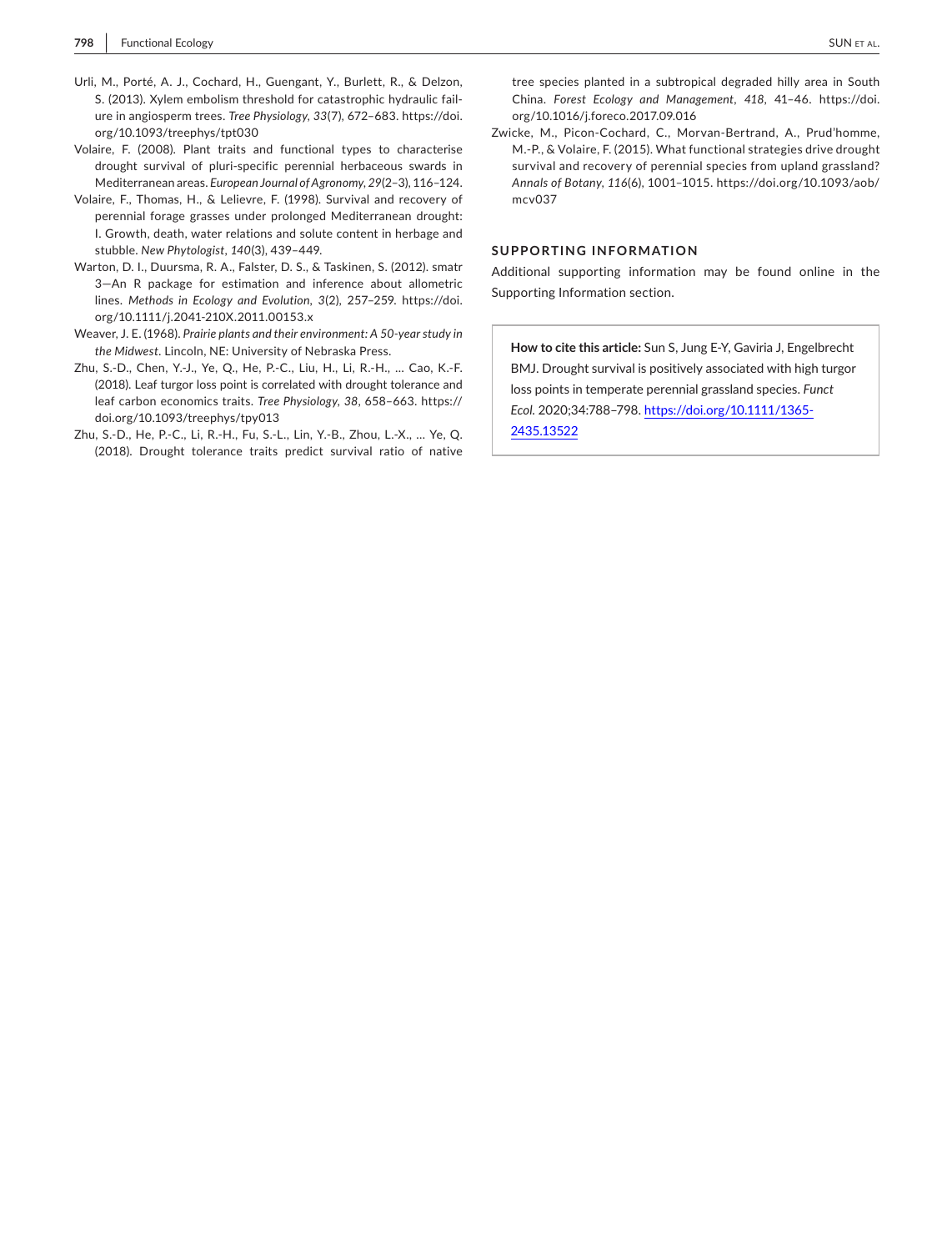Urli, M., Porté, A. J., Cochard, H., Guengant, Y., Burlett, R., & Delzon, S. (2013). Xylem embolism threshold for catastrophic hydraulic failure in angiosperm trees. *Tree Physiology*, *33*(7), 672–683. https://doi.org/10.1093/treephys/tpt030

Volaire, F. (2008). Plant traits and functional types to characterise drought survival of pluri-specific perennial herbaceous swards in Mediterranean areas. *European Journal of Agronomy*, *29*(2–3), 116–124.

Volaire, F., Thomas, H., & Lelievre, F. (1998). Survival and recovery of perennial forage grasses under prolonged Mediterranean drought: I. Growth, death, water relations and solute content in herbage and stubble. *New Phytologist*, *140*(3), 439–449.

Warton, D. I., Duursma, R. A., Falster, D. S., & Taskinen, S. (2012). smatr 3—An R package for estimation and inference about allometric lines. *Methods in Ecology and Evolution*, *3*(2), 257–259. https://doi.org/10.1111/j.2041-210X.2011.00153.x

Weaver, J. E. (1968). *Prairie plants and their environment: A 50-year study in the Midwest*. Lincoln, NE: University of Nebraska Press.

Zhu, S.-D., Chen, Y.-J., Ye, Q., He, P.-C., Liu, H., Li, R.-H., … Cao, K.-F. (2018). Leaf turgor loss point is correlated with drought tolerance and leaf carbon economics traits. *Tree Physiology*, *38*, 658–663. https://doi.org/10.1093/treephys/tpy013

Zhu, S.-D., He, P.-C., Li, R.-H., Fu, S.-L., Lin, Y.-B., Zhou, L.-X., … Ye, Q. (2018). Drought tolerance traits predict survival ratio of native tree species planted in a subtropical degraded hilly area in South China. *Forest Ecology and Management*, *418*, 41–46. https://doi.org/10.1016/j.foreco.2017.09.016

Zwicke, M., Picon-Cochard, C., Morvan-Bertrand, A., Prud'homme, M.-P., & Volaire, F. (2015). What functional strategies drive drought survival and recovery of perennial species from upland grassland? *Annals of Botany*, *116*(6), 1001–1015. https://doi.org/10.1093/aob/mcv037

## SUPPORTING INFORMATION

Additional supporting information may be found online in the Supporting Information section.

**How to cite this article:** Sun S, Jung E-Y, Gaviria J, Engelbrecht BMJ. Drought survival is positively associated with high turgor loss points in temperate perennial grassland species. *Funct Ecol.* 2020;34:788–798. https://doi.org/10.1111/1365-2435.13522